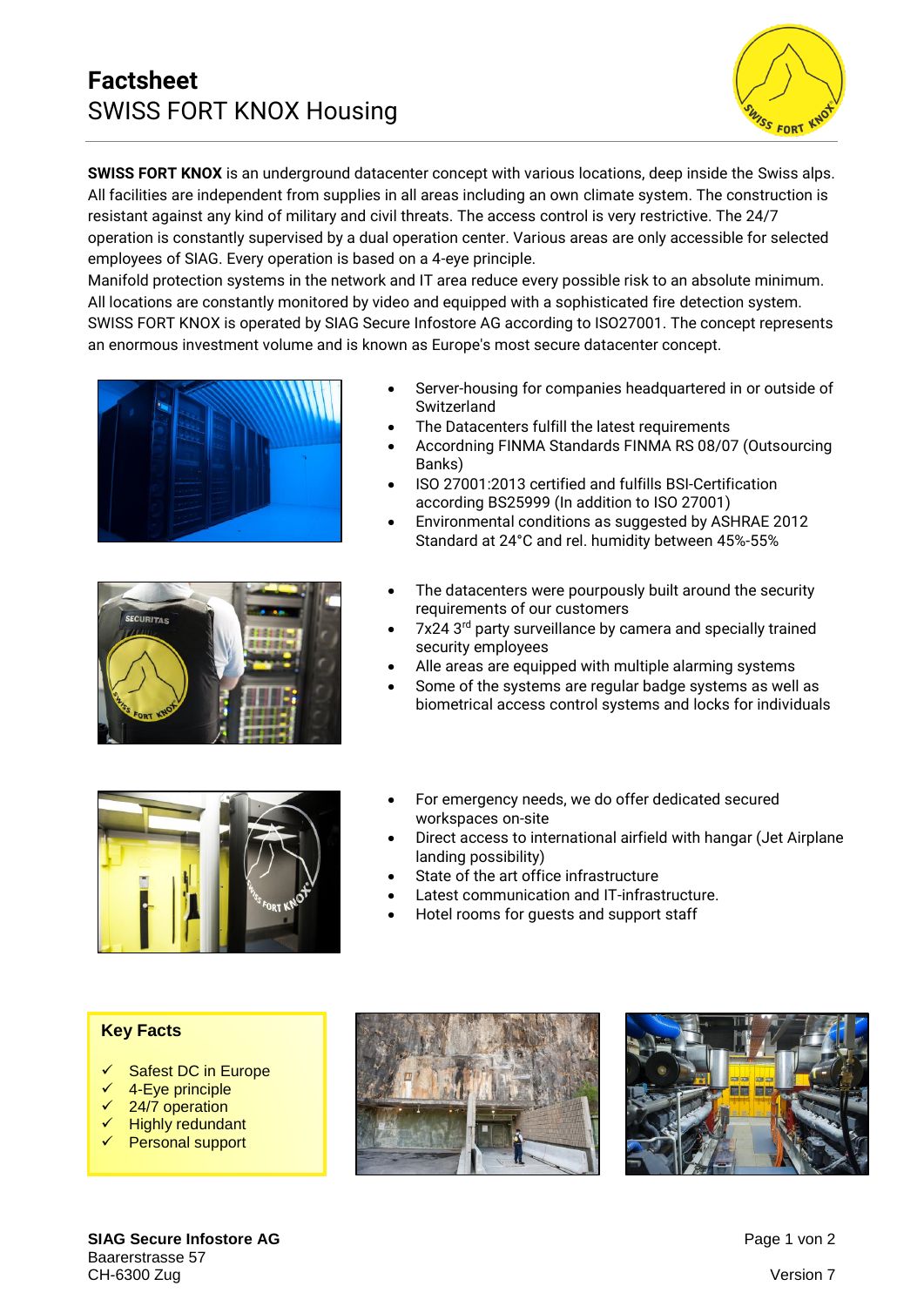# Factsheet
## SWISS FORT KNOX Housing

**SWISS FORT KNOX** is an underground datacenter concept with various locations, deep inside the Swiss alps. All facilities are independent from supplies in all areas including an own climate system. The construction is resistant against any kind of military and civil threats. The access control is very restrictive. The 24/7 operation is constantly supervised by a dual operation center. Various areas are only accessible for selected employees of SIAG. Every operation is based on a 4-eye principle.
Manifold protection systems in the network and IT area reduce every possible risk to an absolute minimum. All locations are constantly monitored by video and equipped with a sophisticated fire detection system. SWISS FORT KNOX is operated by SIAG Secure Infostore AG according to ISO27001. The concept represents an enormous investment volume and is known as Europe's most secure datacenter concept.

- Server-housing for companies headquartered in or outside of Switzerland
- The Datacenters fulfill the latest requirements
- Accordning FINMA Standards FINMA RS 08/07 (Outsourcing Banks)
- ISO 27001:2013 certified and fulfills BSI-Certification according BS25999 (In addition to ISO 27001)
- Environmental conditions as suggested by ASHRAE 2012 Standard at 24°C and rel. humidity between 45%-55%

- The datacenters were pourpously built around the security requirements of our customers
- 7x24 3rd party surveillance by camera and specially trained security employees
- Alle areas are equipped with multiple alarming systems
- Some of the systems are regular badge systems as well as biometrical access control systems and locks for individuals

- For emergency needs, we do offer dedicated secured workspaces on-site
- Direct access to international airfield with hangar (Jet Airplane landing possibility)
- State of the art office infrastructure
- Latest communication and IT-infrastructure.
- Hotel rooms for guests and support staff

### Key Facts

- ✓ Safest DC in Europe
- ✓ 4-Eye principle
- ✓ 24/7 operation
- ✓ Highly redundant
- ✓ Personal support

**SIAG Secure Infostore AG**
Baarerstrasse 57
CH-6300 Zug

Version 7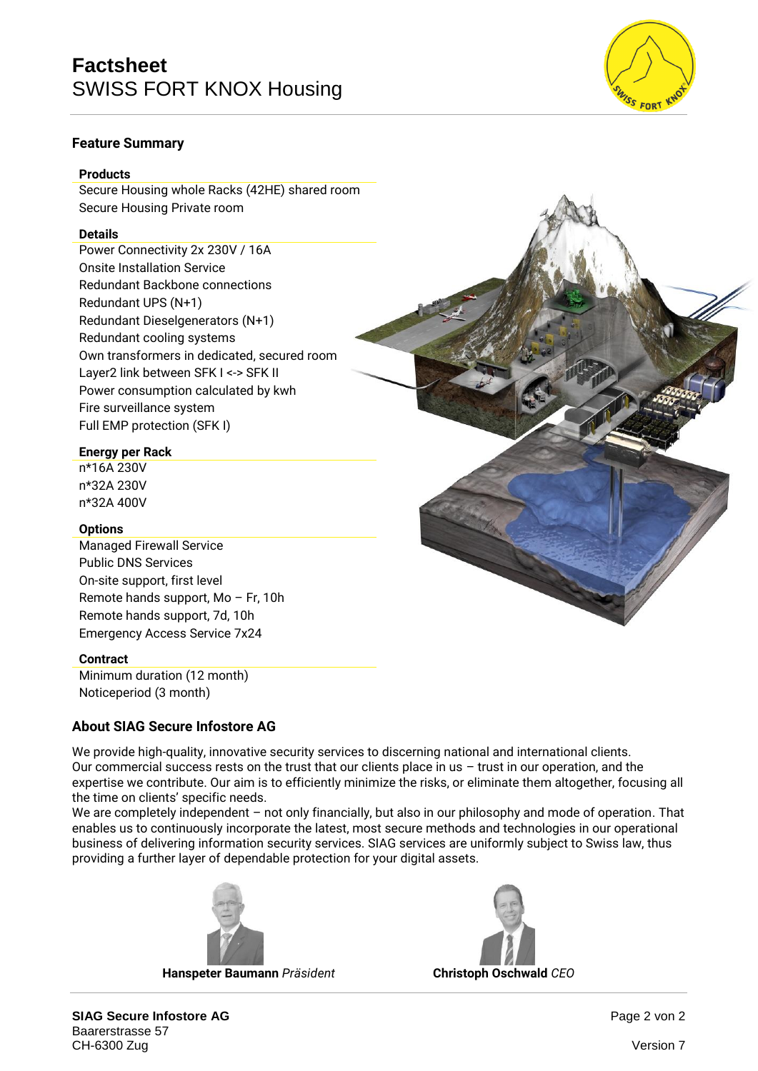# Factsheet
SWISS FORT KNOX Housing

## Feature Summary

### Products

Secure Housing whole Racks (42HE) shared room
Secure Housing Private room

### Details

Power Connectivity 2x 230V / 16A
Onsite Installation Service
Redundant Backbone connections
Redundant UPS (N+1)
Redundant Dieselgenerators (N+1)
Redundant cooling systems
Own transformers in dedicated, secured room
Layer2 link between SFK I <-> SFK II
Power consumption calculated by kwh
Fire surveillance system
Full EMP protection (SFK I)

### Energy per Rack

n*16A 230V
n*32A 230V
n*32A 400V

### Options

Managed Firewall Service
Public DNS Services
On-site support, first level
Remote hands support, Mo – Fr, 10h
Remote hands support, 7d, 10h
Emergency Access Service 7x24

### Contract

Minimum duration (12 month)
Noticeperiod (3 month)

## About SIAG Secure Infostore AG

We provide high-quality, innovative security services to discerning national and international clients. Our commercial success rests on the trust that our clients place in us – trust in our operation, and the expertise we contribute. Our aim is to efficiently minimize the risks, or eliminate them altogether, focusing all the time on clients' specific needs.
We are completely independent – not only financially, but also in our philosophy and mode of operation. That enables us to continuously incorporate the latest, most secure methods and technologies in our operational business of delivering information security services. SIAG services are uniformly subject to Swiss law, thus providing a further layer of dependable protection for your digital assets.

**Hanspeter Baumann** *Präsident*

**Christoph Oschwald** *CEO*

**SIAG Secure Infostore AG**
Baarerstrasse 57
CH-6300 Zug

Version 7